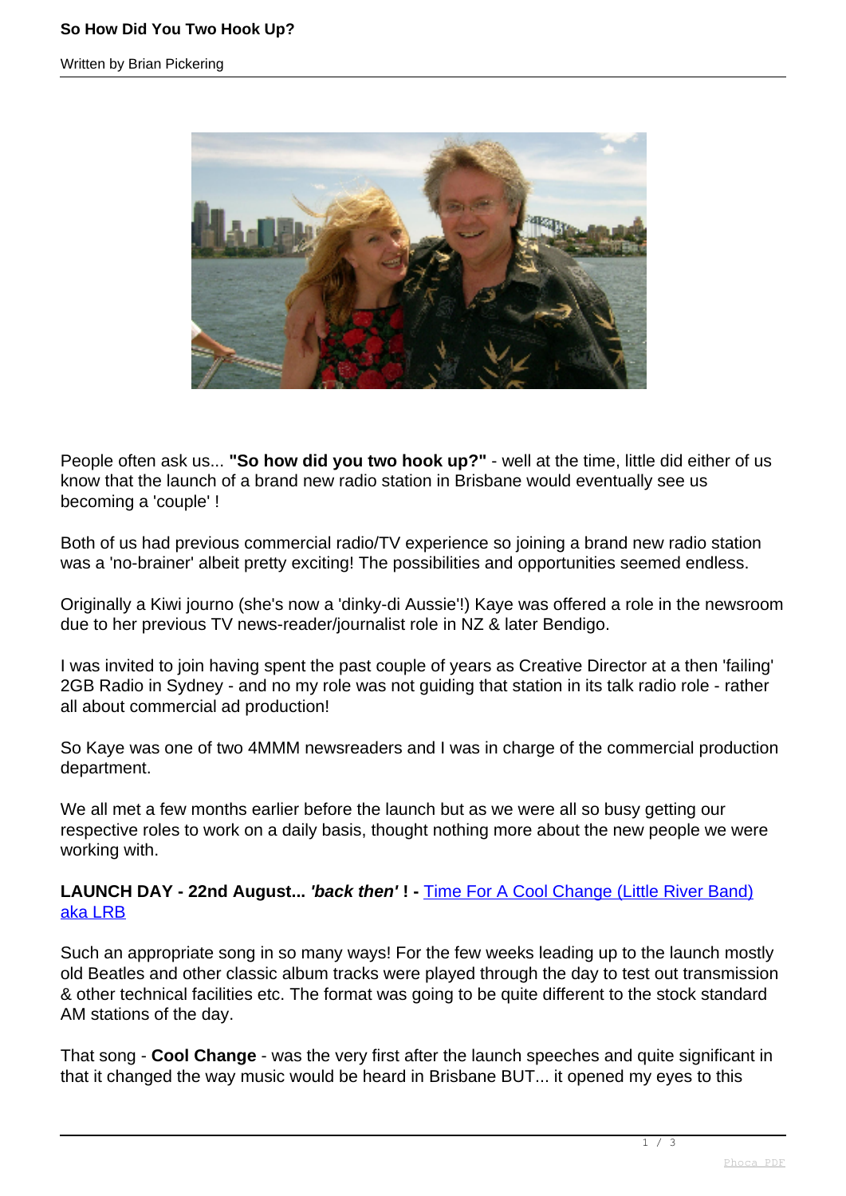People often ask us... **"So how did you two hook up?"** - well at the time, little did either of us know that the launch of a brand new radio station in Brisbane would eventually see us becoming a 'couple' !

Both of us had previous commercial radio/TV experience so joining a brand new radio station was a 'no-brainer' albeit pretty exciting! The possibilities and opportunities seemed endless.

Originally a Kiwi journo (she's now a 'dinky-di Aussie'!) Kaye was offered a role in the newsroom due to her previous TV news-reader/journalist role in NZ & later Bendigo.

I was invited to join having spent the past couple of years as Creative Director at a then 'failing' 2GB Radio in Sydney - and no my role was not guiding that station in its talk radio role - rather all about commercial ad production!

So Kaye was one of two 4MMM newsreaders and I was in charge of the commercial production department.

We all met a few months earlier before the launch but as we were all so busy getting our respective roles to work on a daily basis, thought nothing more about the new people we were working with.

**LAUNCH DAY - 22nd August...** ***'back then'*** **! -** Time For A Cool Change (Little River Band) aka LRB

Such an appropriate song in so many ways! For the few weeks leading up to the launch mostly old Beatles and other classic album tracks were played through the day to test out transmission & other technical facilities etc. The format was going to be quite different to the stock standard AM stations of the day.

That song - **Cool Change** - was the very first after the launch speeches and quite significant in that it changed the way music would be heard in Brisbane BUT... it opened my eyes to this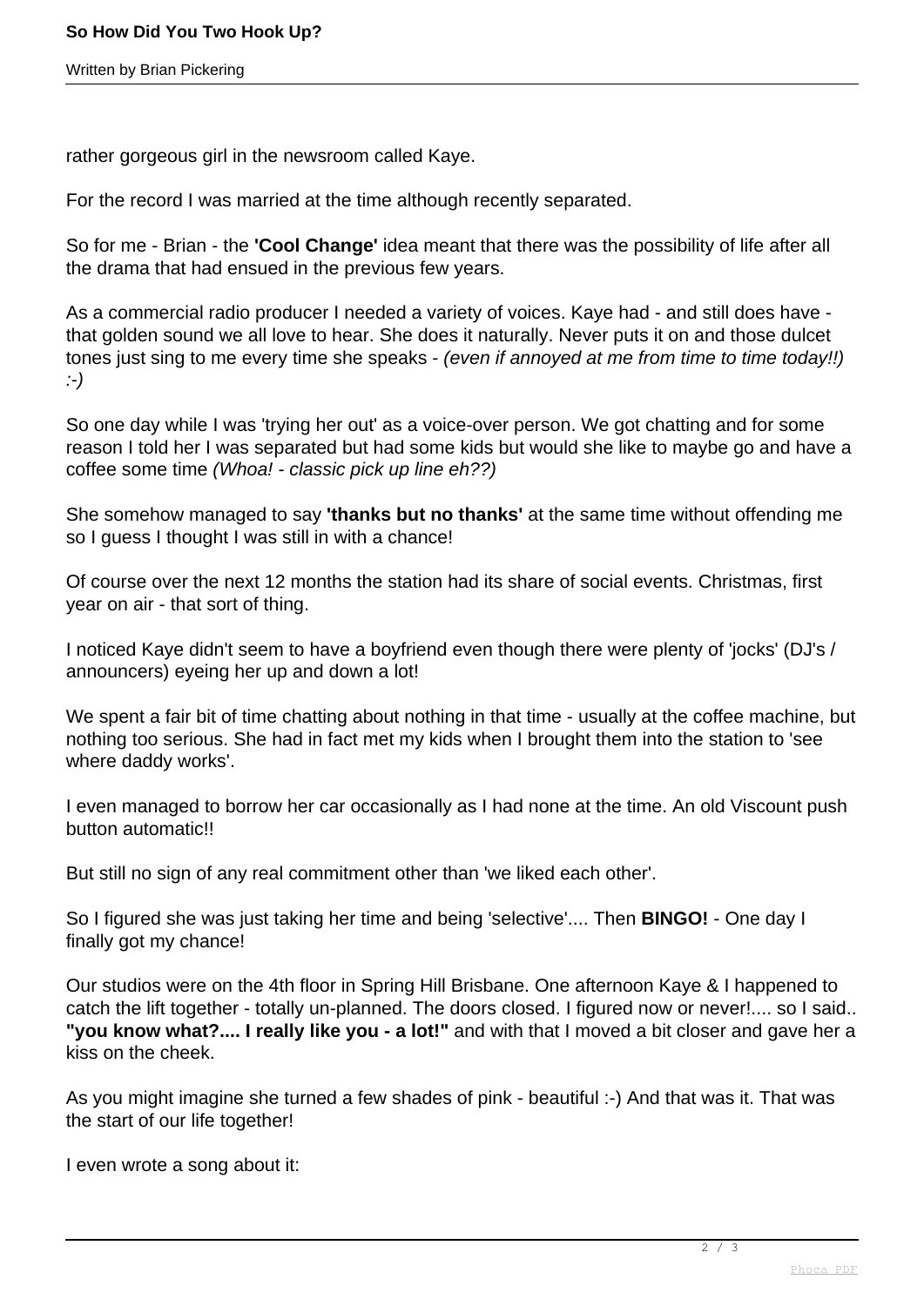rather gorgeous girl in the newsroom called Kaye.

For the record I was married at the time although recently separated.

So for me - Brian - the **'Cool Change'** idea meant that there was the possibility of life after all the drama that had ensued in the previous few years.

As a commercial radio producer I needed a variety of voices. Kaye had - and still does have - that golden sound we all love to hear. She does it naturally. Never puts it on and those dulcet tones just sing to me every time she speaks - *(even if annoyed at me from time to time today!!) :-)*

So one day while I was 'trying her out' as a voice-over person. We got chatting and for some reason I told her I was separated but had some kids but would she like to maybe go and have a coffee some time *(Whoa! - classic pick up line eh??)*

She somehow managed to say **'thanks but no thanks'** at the same time without offending me so I guess I thought I was still in with a chance!

Of course over the next 12 months the station had its share of social events. Christmas, first year on air - that sort of thing.

I noticed Kaye didn't seem to have a boyfriend even though there were plenty of 'jocks' (DJ's / announcers) eyeing her up and down a lot!

We spent a fair bit of time chatting about nothing in that time - usually at the coffee machine, but nothing too serious. She had in fact met my kids when I brought them into the station to 'see where daddy works'.

I even managed to borrow her car occasionally as I had none at the time. An old Viscount push button automatic!!

But still no sign of any real commitment other than 'we liked each other'.

So I figured she was just taking her time and being 'selective'.... Then **BINGO!** - One day I finally got my chance!

Our studios were on the 4th floor in Spring Hill Brisbane. One afternoon Kaye & I happened to catch the lift together - totally un-planned. The doors closed. I figured now or never!.... so I said.. **"you know what?.... I really like you - a lot!"** and with that I moved a bit closer and gave her a kiss on the cheek.

As you might imagine she turned a few shades of pink - beautiful :-) And that was it. That was the start of our life together!

I even wrote a song about it: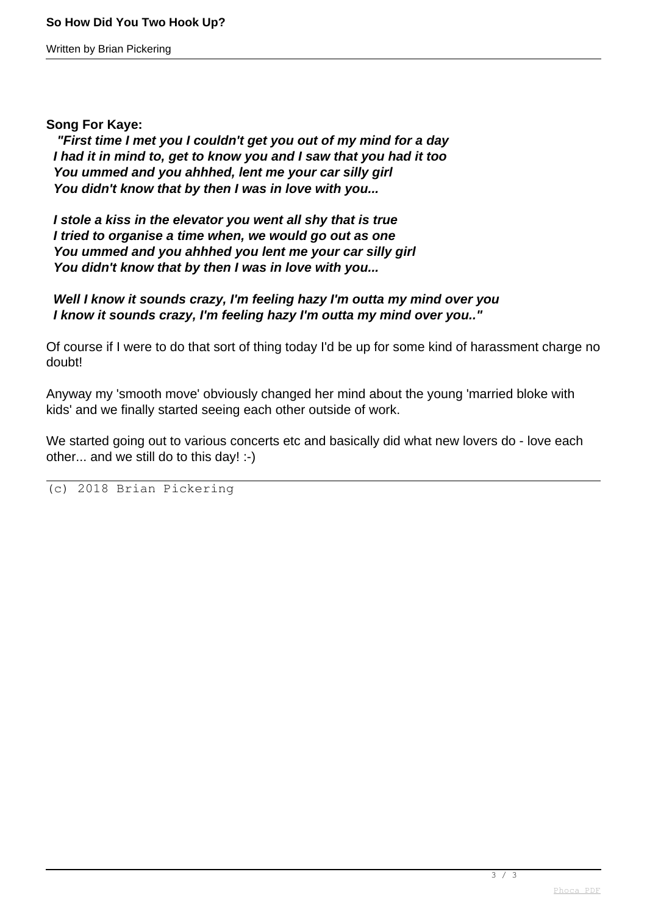**Song For Kaye:**

***"First time I met you I couldn't get you out of my mind for a day***
***I had it in mind to, get to know you and I saw that you had it too***
***You ummed and you ahhhed, lent me your car silly girl***
***You didn't know that by then I was in love with you...***

***I stole a kiss in the elevator you went all shy that is true***
***I tried to organise a time when, we would go out as one***
***You ummed and you ahhhed you lent me your car silly girl***
***You didn't know that by then I was in love with you...***

***Well I know it sounds crazy, I'm feeling hazy I'm outta my mind over you***
***I know it sounds crazy, I'm feeling hazy I'm outta my mind over you.."***

Of course if I were to do that sort of thing today I'd be up for some kind of harassment charge no doubt!

Anyway my 'smooth move' obviously changed her mind about the young 'married bloke with kids' and we finally started seeing each other outside of work.

We started going out to various concerts etc and basically did what new lovers do - love each other... and we still do to this day! :-)

(c) 2018 Brian Pickering